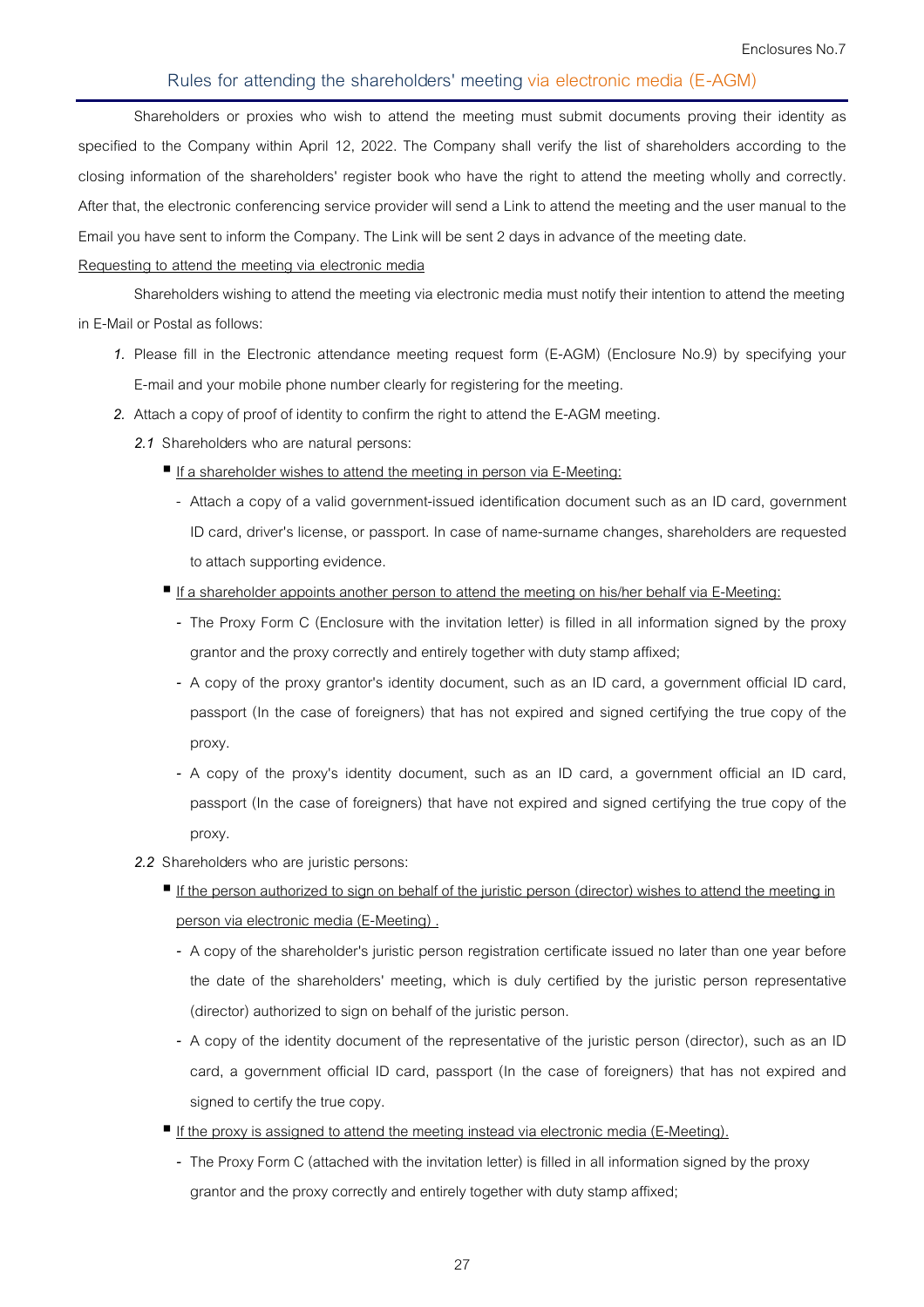Enclosures No.7

## Rules for attending the shareholders' meeting via electronic media (E-AGM)

Shareholders or proxies who wish to attend the meeting must submit documents proving their identity as specified to the Company within April 12, 2022. The Company shall verify the list of shareholders according to the closing information of the shareholders' register book who have the right to attend the meeting wholly and correctly. After that, the electronic conferencing service provider will send a Link to attend the meeting and the user manual to the Email you have sent to inform the Company. The Link will be sent 2 days in advance of the meeting date.

Requesting to attend the meeting via electronic media

Shareholders wishing to attend the meeting via electronic media must notify their intention to attend the meeting in E-Mail or Postal as follows:

1. Please fill in the Electronic attendance meeting request form (E-AGM) (Enclosure No.9) by specifying your E-mail and your mobile phone number clearly for registering for the meeting.
2. Attach a copy of proof of identity to confirm the right to attend the E-AGM meeting.
   - *2.1* Shareholders who are natural persons:
     - If a shareholder wishes to attend the meeting in person via E-Meeting:
       - Attach a copy of a valid government-issued identification document such as an ID card, government ID card, driver's license, or passport. In case of name-surname changes, shareholders are requested to attach supporting evidence.
     - If a shareholder appoints another person to attend the meeting on his/her behalf via E-Meeting:
       - The Proxy Form C (Enclosure with the invitation letter) is filled in all information signed by the proxy grantor and the proxy correctly and entirely together with duty stamp affixed;
       - A copy of the proxy grantor's identity document, such as an ID card, a government official ID card, passport (In the case of foreigners) that has not expired and signed certifying the true copy of the proxy.
       - A copy of the proxy's identity document, such as an ID card, a government official an ID card, passport (In the case of foreigners) that have not expired and signed certifying the true copy of the proxy.
   - *2.2* Shareholders who are juristic persons:
     - If the person authorized to sign on behalf of the juristic person (director) wishes to attend the meeting in person via electronic media (E-Meeting) .
       - A copy of the shareholder's juristic person registration certificate issued no later than one year before the date of the shareholders' meeting, which is duly certified by the juristic person representative (director) authorized to sign on behalf of the juristic person.
       - A copy of the identity document of the representative of the juristic person (director), such as an ID card, a government official ID card, passport (In the case of foreigners) that has not expired and signed to certify the true copy.
     - If the proxy is assigned to attend the meeting instead via electronic media (E-Meeting).
       - The Proxy Form C (attached with the invitation letter) is filled in all information signed by the proxy grantor and the proxy correctly and entirely together with duty stamp affixed;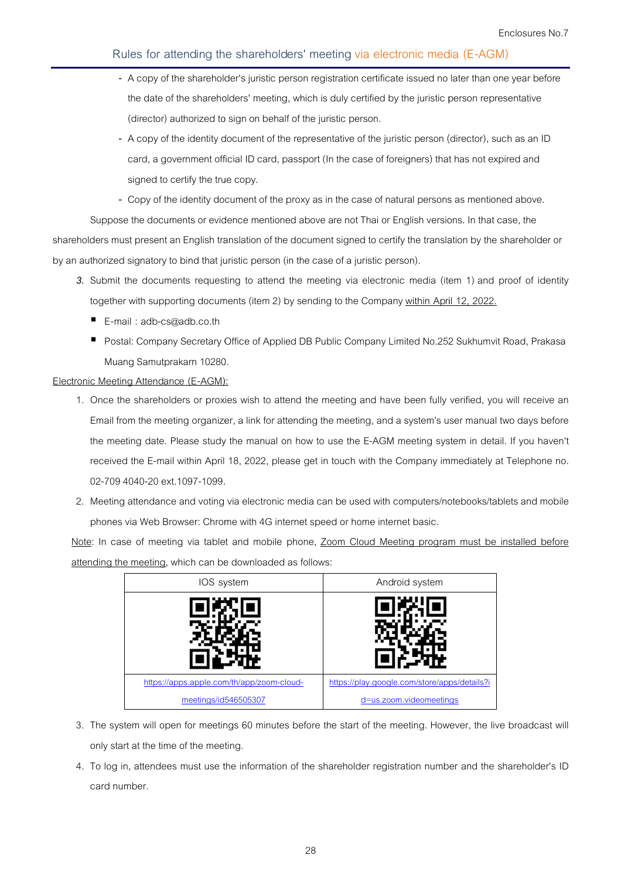## Rules for attending the shareholders' meeting via electronic media (E-AGM)

- A copy of the shareholder's juristic person registration certificate issued no later than one year before the date of the shareholders' meeting, which is duly certified by the juristic person representative (director) authorized to sign on behalf of the juristic person.
- A copy of the identity document of the representative of the juristic person (director), such as an ID card, a government official ID card, passport (In the case of foreigners) that has not expired and signed to certify the true copy.
- Copy of the identity document of the proxy as in the case of natural persons as mentioned above.

Suppose the documents or evidence mentioned above are not Thai or English versions. In that case, the shareholders must present an English translation of the document signed to certify the translation by the shareholder or by an authorized signatory to bind that juristic person (in the case of a juristic person).

3. Submit the documents requesting to attend the meeting via electronic media (item 1) and proof of identity together with supporting documents (item 2) by sending to the Company within April 12, 2022.
   - E-mail : adb-cs@adb.co.th
   - Postal: Company Secretary Office of Applied DB Public Company Limited No.252 Sukhumvit Road, Prakasa Muang Samutprakarn 10280.

Electronic Meeting Attendance (E-AGM):

1. Once the shareholders or proxies wish to attend the meeting and have been fully verified, you will receive an Email from the meeting organizer, a link for attending the meeting, and a system's user manual two days before the meeting date. Please study the manual on how to use the E-AGM meeting system in detail. If you haven't received the E-mail within April 18, 2022, please get in touch with the Company immediately at Telephone no. 02-709 4040-20 ext.1097-1099.
2. Meeting attendance and voting via electronic media can be used with computers/notebooks/tablets and mobile phones via Web Browser: Chrome with 4G internet speed or home internet basic.

Note: In case of meeting via tablet and mobile phone, Zoom Cloud Meeting program must be installed before attending the meeting, which can be downloaded as follows:

| IOS system | Android system |
|---|---|
| | |
| https://apps.apple.com/th/app/zoom-cloud-meetings/id546505307 | https://play.google.com/store/apps/details?id=us.zoom.videomeetings |

3. The system will open for meetings 60 minutes before the start of the meeting. However, the live broadcast will only start at the time of the meeting.
4. To log in, attendees must use the information of the shareholder registration number and the shareholder's ID card number.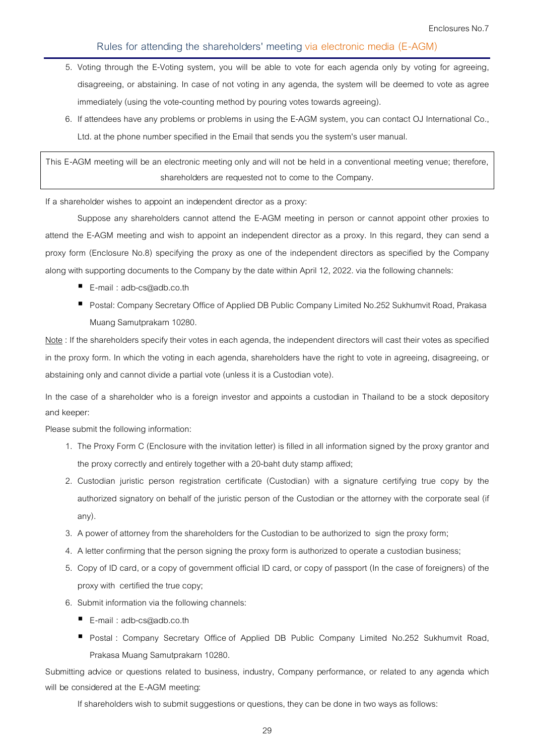## Rules for attending the shareholders' meeting via electronic media (E-AGM)

5. Voting through the E-Voting system, you will be able to vote for each agenda only by voting for agreeing, disagreeing, or abstaining. In case of not voting in any agenda, the system will be deemed to vote as agree immediately (using the vote-counting method by pouring votes towards agreeing).
6. If attendees have any problems or problems in using the E-AGM system, you can contact OJ International Co., Ltd. at the phone number specified in the Email that sends you the system's user manual.

> This E-AGM meeting will be an electronic meeting only and will not be held in a conventional meeting venue; therefore, shareholders are requested not to come to the Company.

If a shareholder wishes to appoint an independent director as a proxy:

Suppose any shareholders cannot attend the E-AGM meeting in person or cannot appoint other proxies to attend the E-AGM meeting and wish to appoint an independent director as a proxy. In this regard, they can send a proxy form (Enclosure No.8) specifying the proxy as one of the independent directors as specified by the Company along with supporting documents to the Company by the date within April 12, 2022. via the following channels:

- E-mail : adb-cs@adb.co.th
- Postal: Company Secretary Office of Applied DB Public Company Limited No.252 Sukhumvit Road, Prakasa Muang Samutprakarn 10280.

Note : If the shareholders specify their votes in each agenda, the independent directors will cast their votes as specified in the proxy form. In which the voting in each agenda, shareholders have the right to vote in agreeing, disagreeing, or abstaining only and cannot divide a partial vote (unless it is a Custodian vote).

In the case of a shareholder who is a foreign investor and appoints a custodian in Thailand to be a stock depository and keeper:

Please submit the following information:

1. The Proxy Form C (Enclosure with the invitation letter) is filled in all information signed by the proxy grantor and the proxy correctly and entirely together with a 20-baht duty stamp affixed;
2. Custodian juristic person registration certificate (Custodian) with a signature certifying true copy by the authorized signatory on behalf of the juristic person of the Custodian or the attorney with the corporate seal (if any).
3. A power of attorney from the shareholders for the Custodian to be authorized to sign the proxy form;
4. A letter confirming that the person signing the proxy form is authorized to operate a custodian business;
5. Copy of ID card, or a copy of government official ID card, or copy of passport (In the case of foreigners) of the proxy with certified the true copy;
6. Submit information via the following channels:
   - E-mail : adb-cs@adb.co.th
   - Postal : Company Secretary Office of Applied DB Public Company Limited No.252 Sukhumvit Road, Prakasa Muang Samutprakarn 10280.

Submitting advice or questions related to business, industry, Company performance, or related to any agenda which will be considered at the E-AGM meeting:

If shareholders wish to submit suggestions or questions, they can be done in two ways as follows: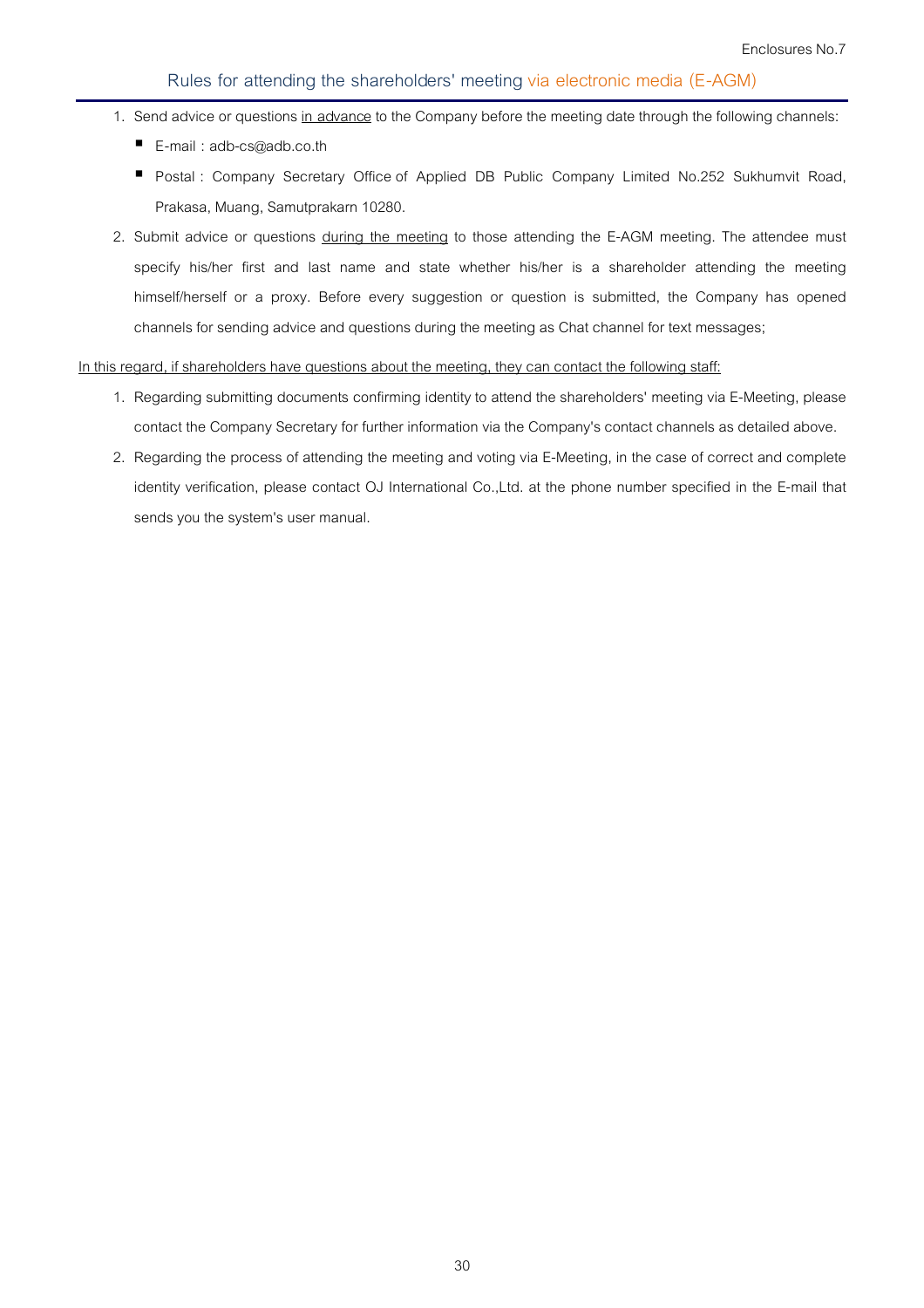Enclosures No.7

## Rules for attending the shareholders' meeting via electronic media (E-AGM)

1. Send advice or questions <u>in advance</u> to the Company before the meeting date through the following channels:
   - E-mail : adb-cs@adb.co.th
   - Postal : Company Secretary Office of Applied DB Public Company Limited No.252 Sukhumvit Road, Prakasa, Muang, Samutprakarn 10280.
2. Submit advice or questions <u>during the meeting</u> to those attending the E-AGM meeting. The attendee must specify his/her first and last name and state whether his/her is a shareholder attending the meeting himself/herself or a proxy. Before every suggestion or question is submitted, the Company has opened channels for sending advice and questions during the meeting as Chat channel for text messages;

<u>In this regard, if shareholders have questions about the meeting, they can contact the following staff:</u>

1. Regarding submitting documents confirming identity to attend the shareholders' meeting via E-Meeting, please contact the Company Secretary for further information via the Company's contact channels as detailed above.
2. Regarding the process of attending the meeting and voting via E-Meeting, in the case of correct and complete identity verification, please contact OJ International Co.,Ltd. at the phone number specified in the E-mail that sends you the system's user manual.